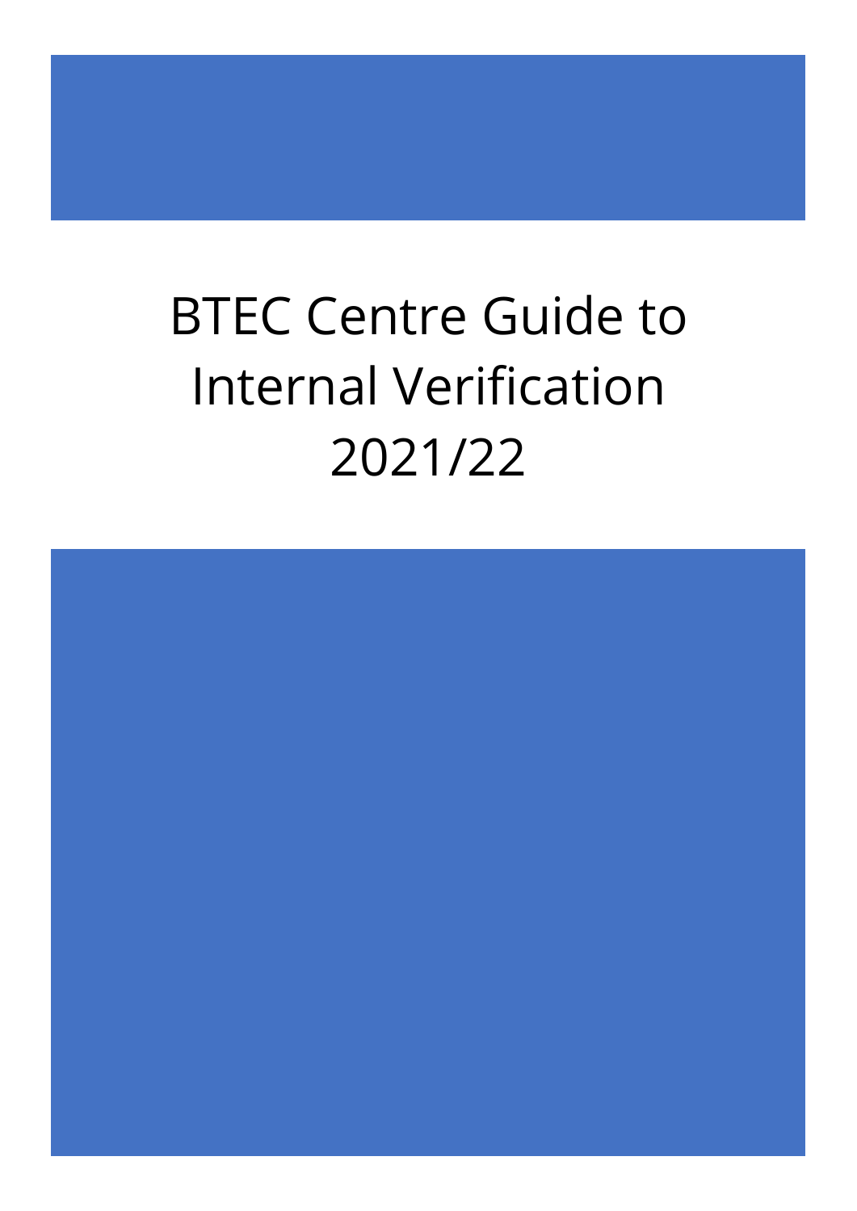# BTEC Centre Guide to Internal Verification 2021/22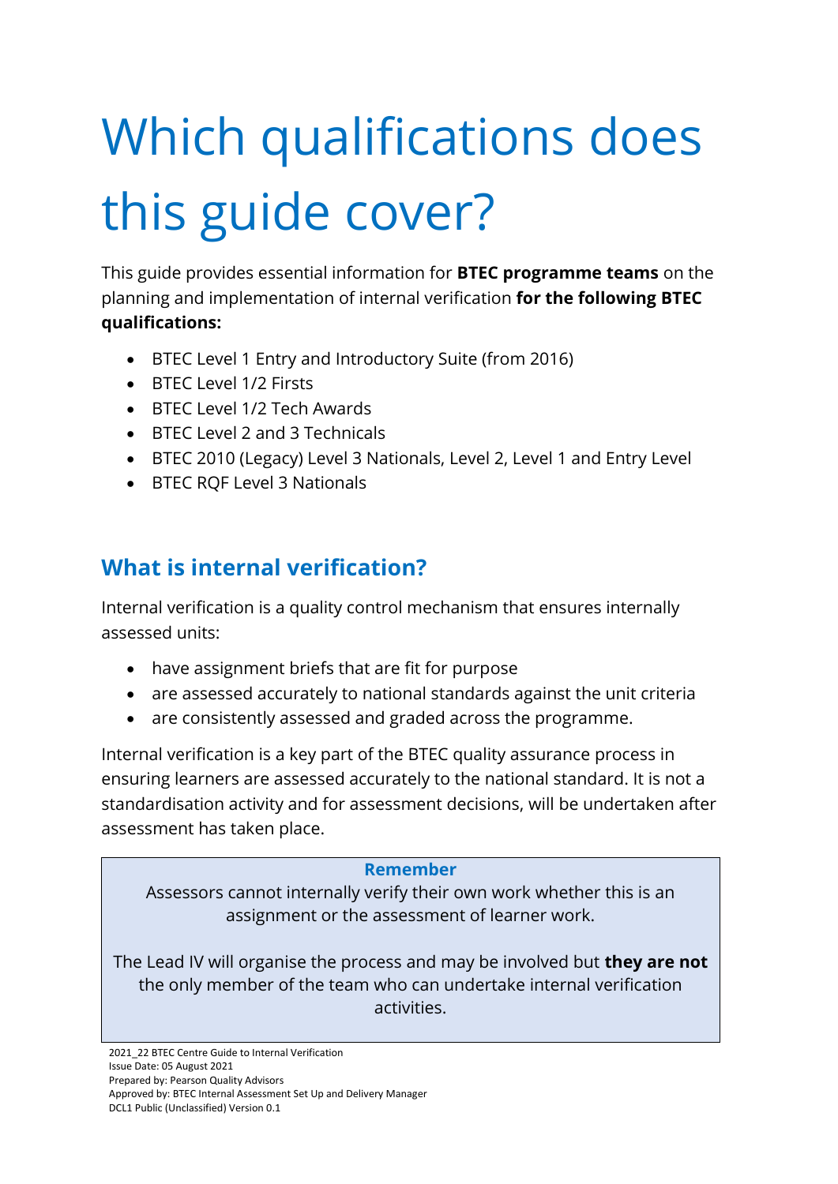# Which qualifications does this guide cover?

This guide provides essential information for **BTEC programme teams** on the planning and implementation of internal verification **for the following BTEC qualifications:**

- BTEC Level 1 Entry and Introductory Suite (from 2016)
- BTEC Level 1/2 Firsts
- BTEC Level 1/2 Tech Awards
- BTEC Level 2 and 3 Technicals
- BTEC 2010 (Legacy) Level 3 Nationals, Level 2, Level 1 and Entry Level
- BTEC RQF Level 3 Nationals

## What is internal verification?

Internal verification is a quality control mechanism that ensures internally assessed units:

- have assignment briefs that are fit for purpose
- are assessed accurately to national standards against the unit criteria
- are consistently assessed and graded across the programme.

Internal verification is a key part of the BTEC quality assurance process in ensuring learners are assessed accurately to the national standard. It is not a standardisation activity and for assessment decisions, will be undertaken after assessment has taken place.

**Remember**

Assessors cannot internally verify their own work whether this is an assignment or the assessment of learner work.

The Lead IV will organise the process and may be involved but **they are not** the only member of the team who can undertake internal verification activities.

2021_22 BTEC Centre Guide to Internal Verification
Issue Date: 05 August 2021
Prepared by: Pearson Quality Advisors
Approved by: BTEC Internal Assessment Set Up and Delivery Manager
DCL1 Public (Unclassified) Version 0.1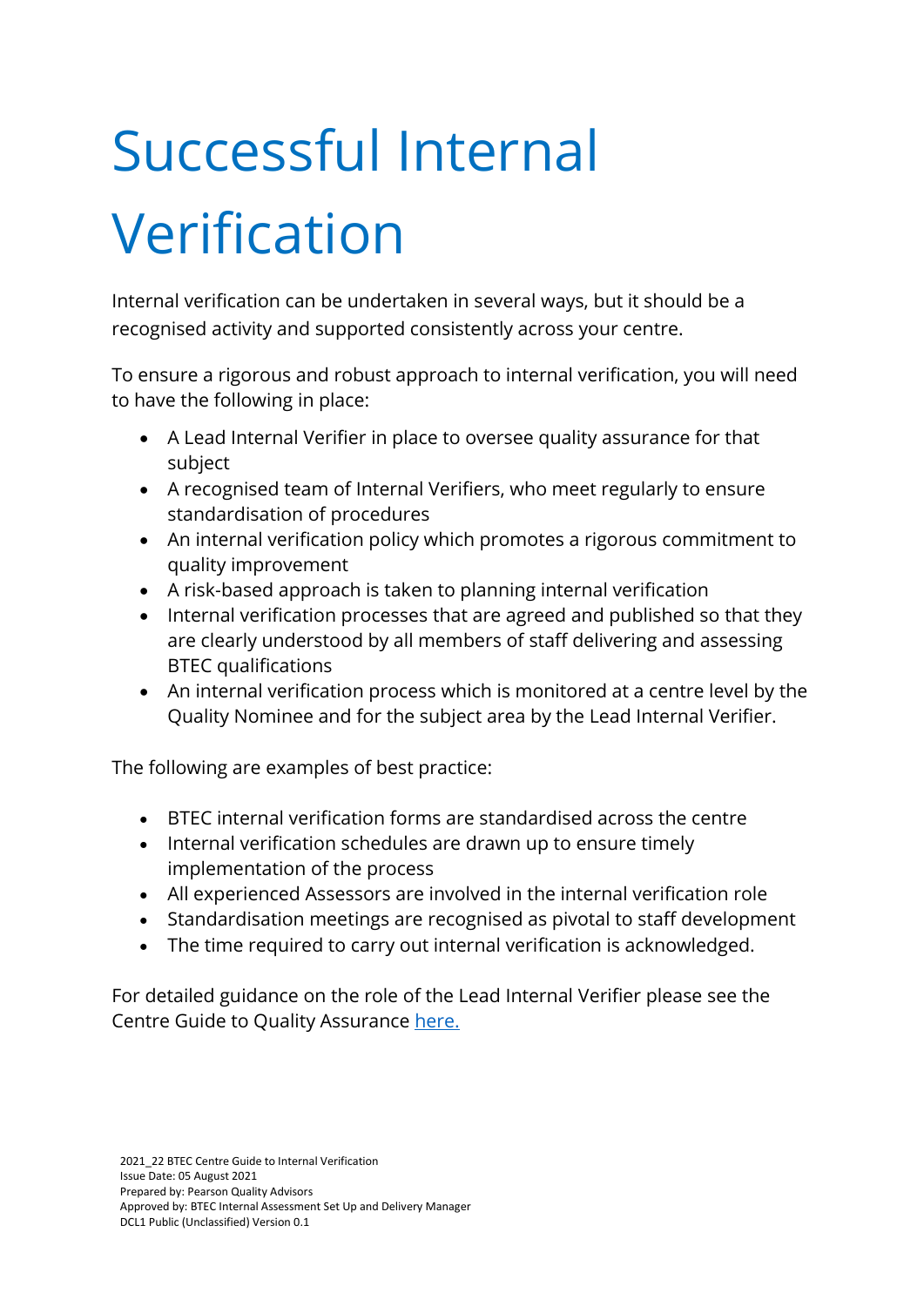# Successful Internal Verification

Internal verification can be undertaken in several ways, but it should be a recognised activity and supported consistently across your centre.

To ensure a rigorous and robust approach to internal verification, you will need to have the following in place:

- A Lead Internal Verifier in place to oversee quality assurance for that subject
- A recognised team of Internal Verifiers, who meet regularly to ensure standardisation of procedures
- An internal verification policy which promotes a rigorous commitment to quality improvement
- A risk-based approach is taken to planning internal verification
- Internal verification processes that are agreed and published so that they are clearly understood by all members of staff delivering and assessing BTEC qualifications
- An internal verification process which is monitored at a centre level by the Quality Nominee and for the subject area by the Lead Internal Verifier.

The following are examples of best practice:

- BTEC internal verification forms are standardised across the centre
- Internal verification schedules are drawn up to ensure timely implementation of the process
- All experienced Assessors are involved in the internal verification role
- Standardisation meetings are recognised as pivotal to staff development
- The time required to carry out internal verification is acknowledged.

For detailed guidance on the role of the Lead Internal Verifier please see the Centre Guide to Quality Assurance here.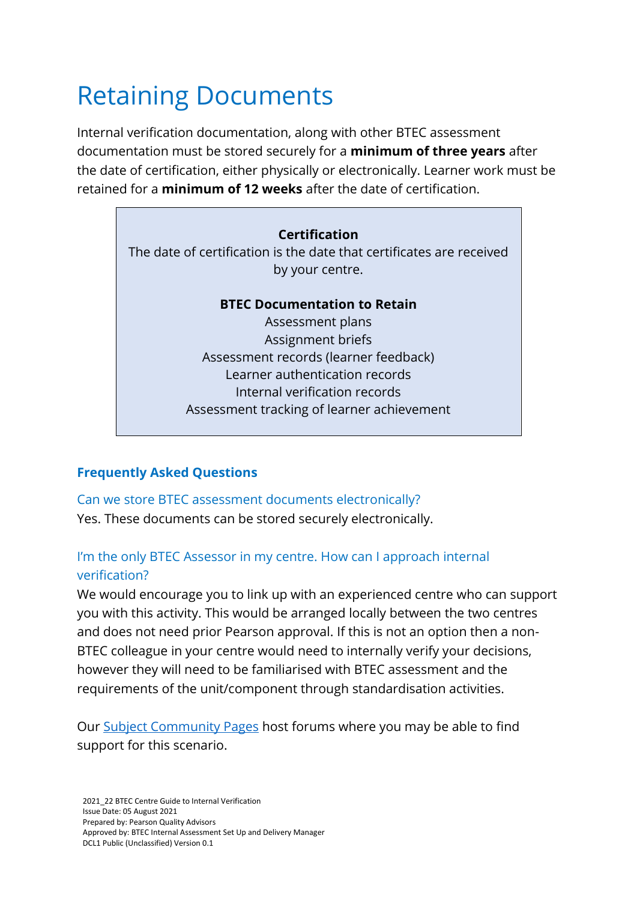# Retaining Documents

Internal verification documentation, along with other BTEC assessment documentation must be stored securely for a **minimum of three years** after the date of certification, either physically or electronically. Learner work must be retained for a **minimum of 12 weeks** after the date of certification.

> **Certification**
> The date of certification is the date that certificates are received by your centre.
>
> **BTEC Documentation to Retain**
> Assessment plans
> Assignment briefs
> Assessment records (learner feedback)
> Learner authentication records
> Internal verification records
> Assessment tracking of learner achievement

### Frequently Asked Questions

#### Can we store BTEC assessment documents electronically?

Yes. These documents can be stored securely electronically.

#### I'm the only BTEC Assessor in my centre. How can I approach internal verification?

We would encourage you to link up with an experienced centre who can support you with this activity. This would be arranged locally between the two centres and does not need prior Pearson approval. If this is not an option then a non-BTEC colleague in your centre would need to internally verify your decisions, however they will need to be familiarised with BTEC assessment and the requirements of the unit/component through standardisation activities.

Our Subject Community Pages host forums where you may be able to find support for this scenario.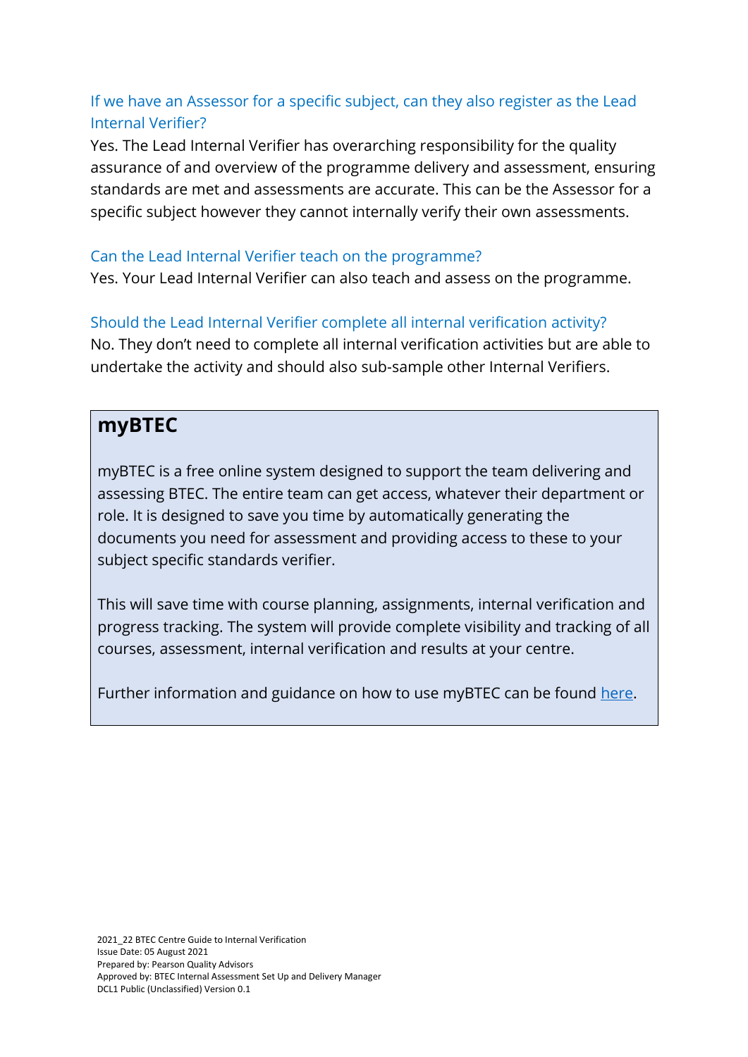### If we have an Assessor for a specific subject, can they also register as the Lead Internal Verifier?

Yes. The Lead Internal Verifier has overarching responsibility for the quality assurance of and overview of the programme delivery and assessment, ensuring standards are met and assessments are accurate. This can be the Assessor for a specific subject however they cannot internally verify their own assessments.

### Can the Lead Internal Verifier teach on the programme?

Yes. Your Lead Internal Verifier can also teach and assess on the programme.

### Should the Lead Internal Verifier complete all internal verification activity?

No. They don't need to complete all internal verification activities but are able to undertake the activity and should also sub-sample other Internal Verifiers.

## myBTEC

myBTEC is a free online system designed to support the team delivering and assessing BTEC. The entire team can get access, whatever their department or role. It is designed to save you time by automatically generating the documents you need for assessment and providing access to these to your subject specific standards verifier.

This will save time with course planning, assignments, internal verification and progress tracking. The system will provide complete visibility and tracking of all courses, assessment, internal verification and results at your centre.

Further information and guidance on how to use myBTEC can be found here.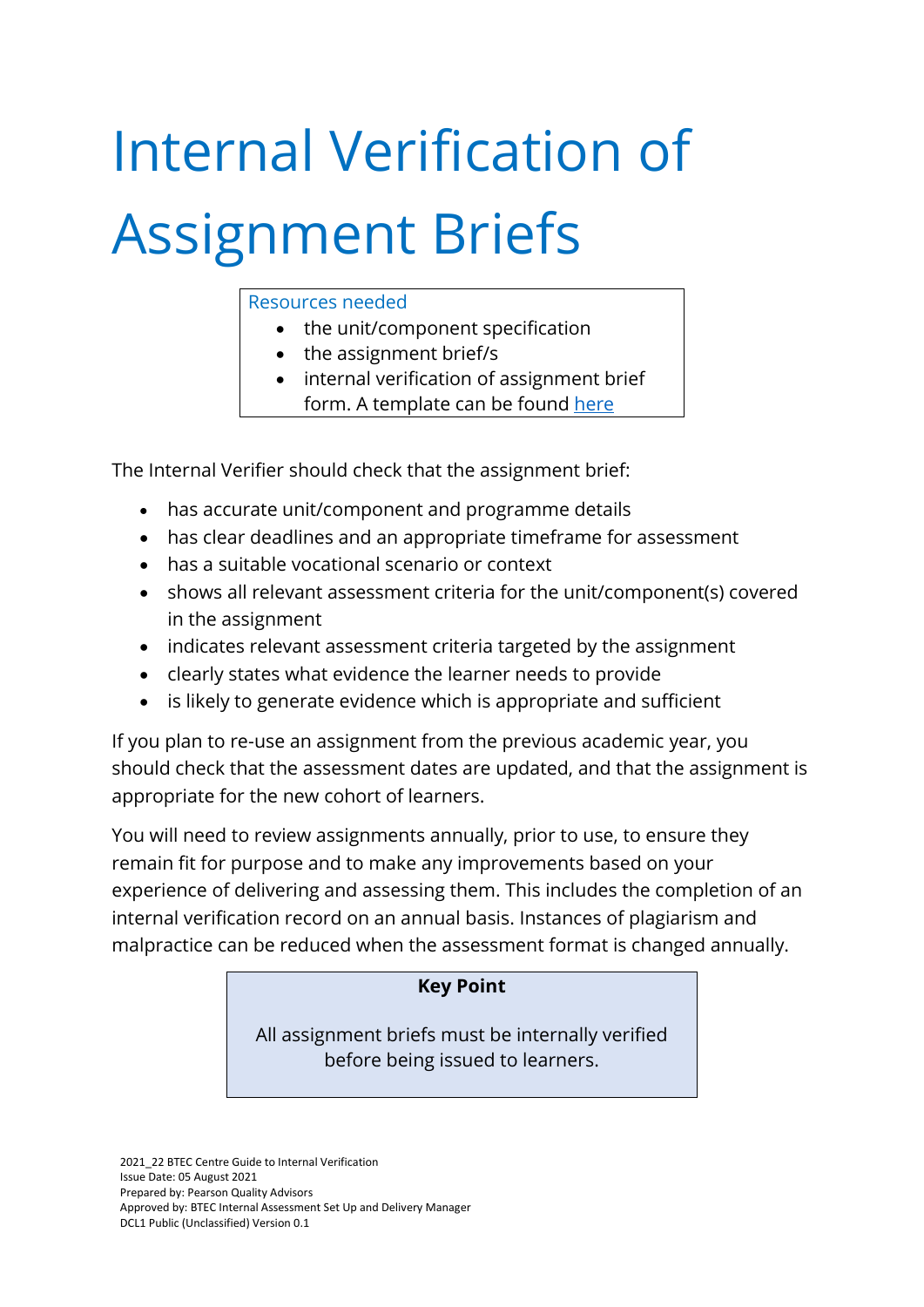# Internal Verification of Assignment Briefs

Resources needed

- the unit/component specification
- the assignment brief/s
- internal verification of assignment brief form. A template can be found [here]()

The Internal Verifier should check that the assignment brief:

- has accurate unit/component and programme details
- has clear deadlines and an appropriate timeframe for assessment
- has a suitable vocational scenario or context
- shows all relevant assessment criteria for the unit/component(s) covered in the assignment
- indicates relevant assessment criteria targeted by the assignment
- clearly states what evidence the learner needs to provide
- is likely to generate evidence which is appropriate and sufficient

If you plan to re-use an assignment from the previous academic year, you should check that the assessment dates are updated, and that the assignment is appropriate for the new cohort of learners.

You will need to review assignments annually, prior to use, to ensure they remain fit for purpose and to make any improvements based on your experience of delivering and assessing them. This includes the completion of an internal verification record on an annual basis. Instances of plagiarism and malpractice can be reduced when the assessment format is changed annually.

**Key Point**

All assignment briefs must be internally verified before being issued to learners.

2021_22 BTEC Centre Guide to Internal Verification
Issue Date: 05 August 2021
Prepared by: Pearson Quality Advisors
Approved by: BTEC Internal Assessment Set Up and Delivery Manager
DCL1 Public (Unclassified) Version 0.1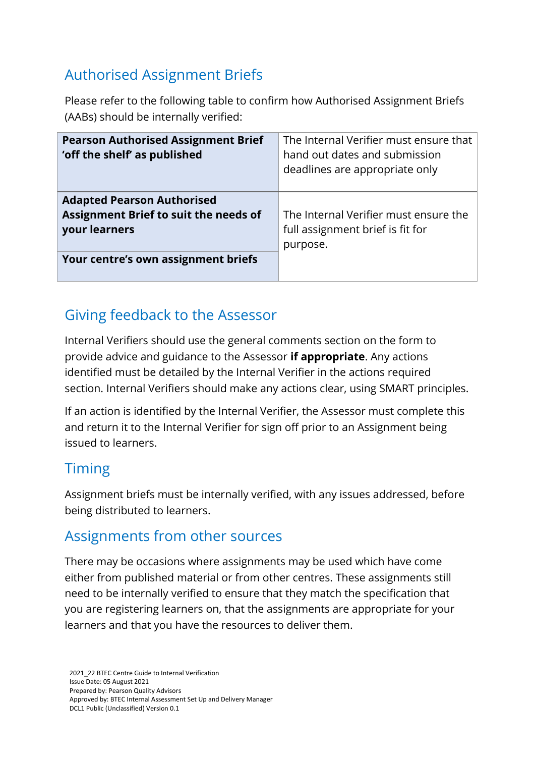## Authorised Assignment Briefs

Please refer to the following table to confirm how Authorised Assignment Briefs (AABs) should be internally verified:

| | |
|---|---|
| **Pearson Authorised Assignment Brief 'off the shelf' as published** | The Internal Verifier must ensure that hand out dates and submission deadlines are appropriate only |
| **Adapted Pearson Authorised Assignment Brief to suit the needs of your learners** | The Internal Verifier must ensure the full assignment brief is fit for purpose. |
| **Your centre's own assignment briefs** | |

## Giving feedback to the Assessor

Internal Verifiers should use the general comments section on the form to provide advice and guidance to the Assessor **if appropriate**. Any actions identified must be detailed by the Internal Verifier in the actions required section. Internal Verifiers should make any actions clear, using SMART principles.

If an action is identified by the Internal Verifier, the Assessor must complete this and return it to the Internal Verifier for sign off prior to an Assignment being issued to learners.

## Timing

Assignment briefs must be internally verified, with any issues addressed, before being distributed to learners.

## Assignments from other sources

There may be occasions where assignments may be used which have come either from published material or from other centres. These assignments still need to be internally verified to ensure that they match the specification that you are registering learners on, that the assignments are appropriate for your learners and that you have the resources to deliver them.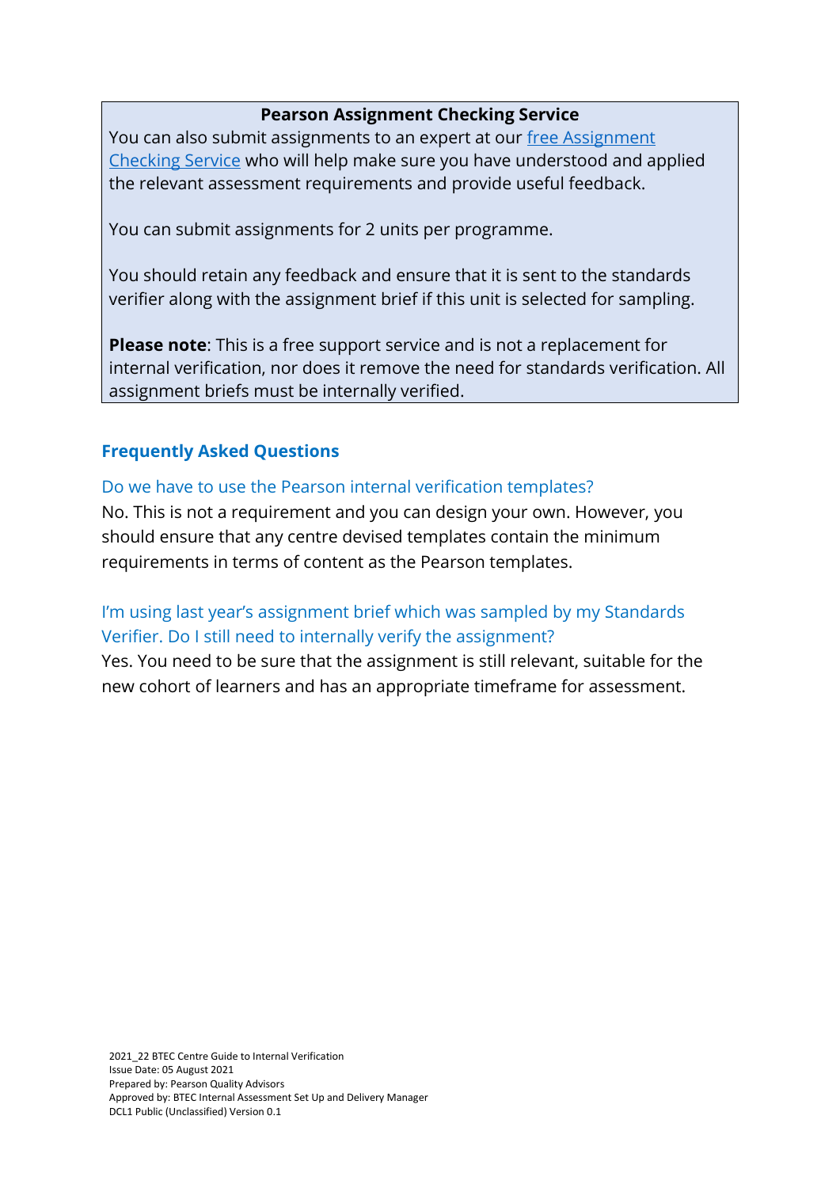**Pearson Assignment Checking Service**

You can also submit assignments to an expert at our free Assignment Checking Service who will help make sure you have understood and applied the relevant assessment requirements and provide useful feedback.

You can submit assignments for 2 units per programme.

You should retain any feedback and ensure that it is sent to the standards verifier along with the assignment brief if this unit is selected for sampling.

**Please note**: This is a free support service and is not a replacement for internal verification, nor does it remove the need for standards verification. All assignment briefs must be internally verified.

## Frequently Asked Questions

### Do we have to use the Pearson internal verification templates?

No. This is not a requirement and you can design your own. However, you should ensure that any centre devised templates contain the minimum requirements in terms of content as the Pearson templates.

### I'm using last year's assignment brief which was sampled by my Standards Verifier. Do I still need to internally verify the assignment?

Yes. You need to be sure that the assignment is still relevant, suitable for the new cohort of learners and has an appropriate timeframe for assessment.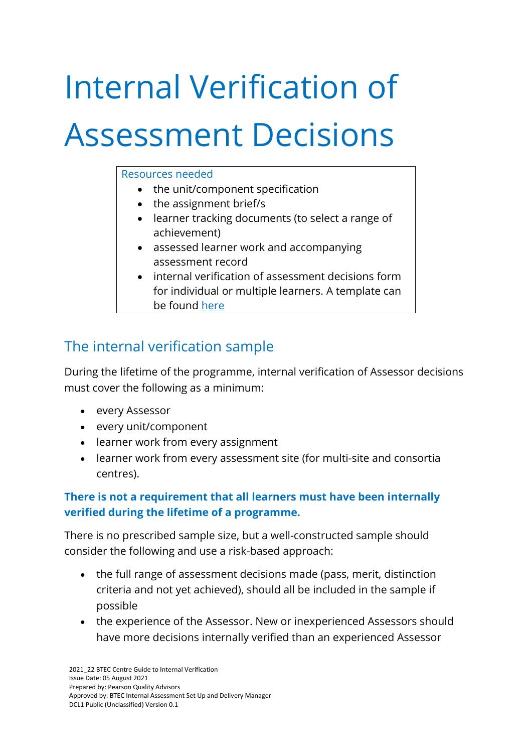# Internal Verification of Assessment Decisions

Resources needed

- the unit/component specification
- the assignment brief/s
- learner tracking documents (to select a range of achievement)
- assessed learner work and accompanying assessment record
- internal verification of assessment decisions form for individual or multiple learners. A template can be found here

## The internal verification sample

During the lifetime of the programme, internal verification of Assessor decisions must cover the following as a minimum:

- every Assessor
- every unit/component
- learner work from every assignment
- learner work from every assessment site (for multi-site and consortia centres).

### There is not a requirement that all learners must have been internally verified during the lifetime of a programme.

There is no prescribed sample size, but a well-constructed sample should consider the following and use a risk-based approach:

- the full range of assessment decisions made (pass, merit, distinction criteria and not yet achieved), should all be included in the sample if possible
- the experience of the Assessor. New or inexperienced Assessors should have more decisions internally verified than an experienced Assessor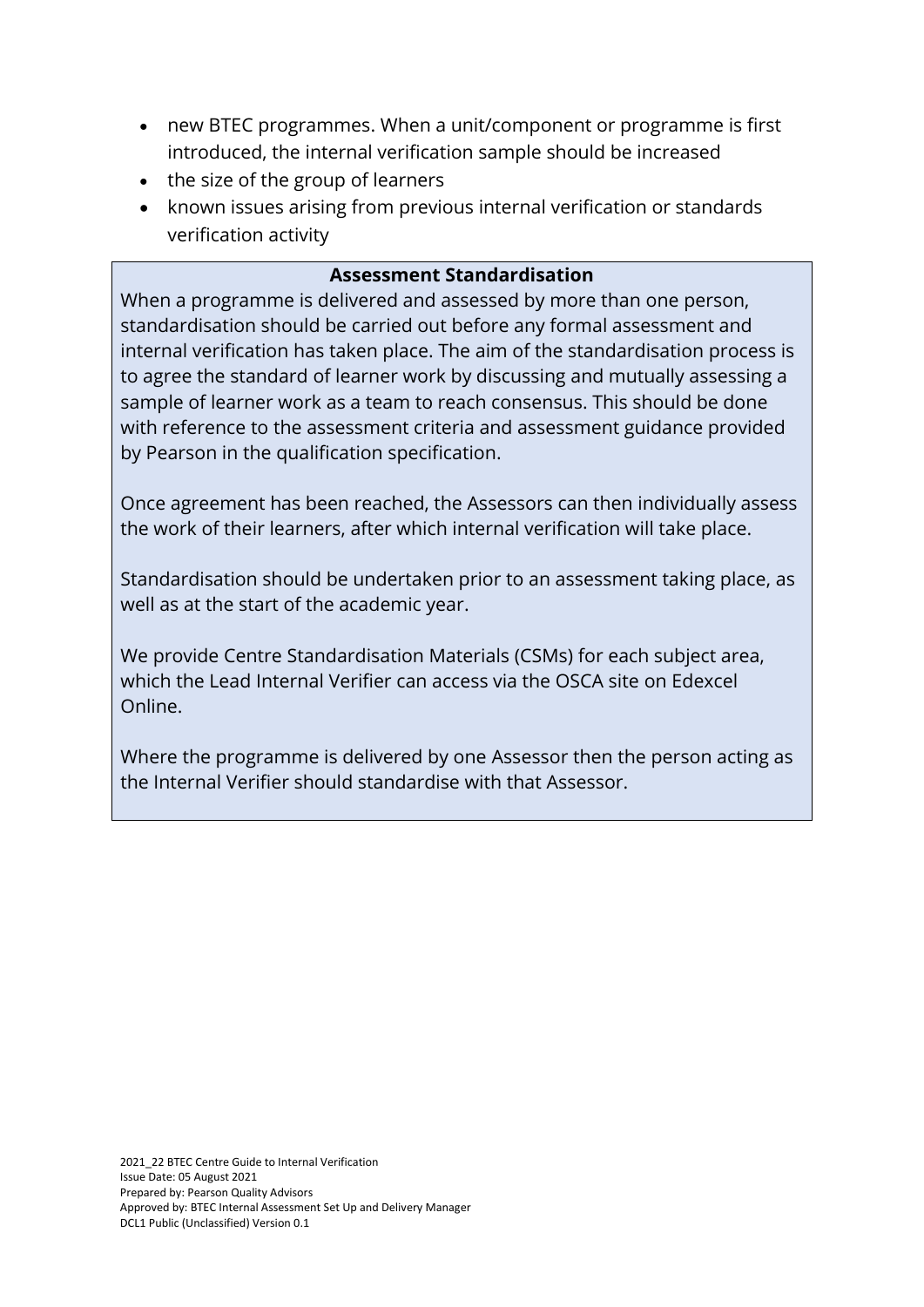- new BTEC programmes. When a unit/component or programme is first introduced, the internal verification sample should be increased
- the size of the group of learners
- known issues arising from previous internal verification or standards verification activity

**Assessment Standardisation**

When a programme is delivered and assessed by more than one person, standardisation should be carried out before any formal assessment and internal verification has taken place. The aim of the standardisation process is to agree the standard of learner work by discussing and mutually assessing a sample of learner work as a team to reach consensus. This should be done with reference to the assessment criteria and assessment guidance provided by Pearson in the qualification specification.

Once agreement has been reached, the Assessors can then individually assess the work of their learners, after which internal verification will take place.

Standardisation should be undertaken prior to an assessment taking place, as well as at the start of the academic year.

We provide Centre Standardisation Materials (CSMs) for each subject area, which the Lead Internal Verifier can access via the OSCA site on Edexcel Online.

Where the programme is delivered by one Assessor then the person acting as the Internal Verifier should standardise with that Assessor.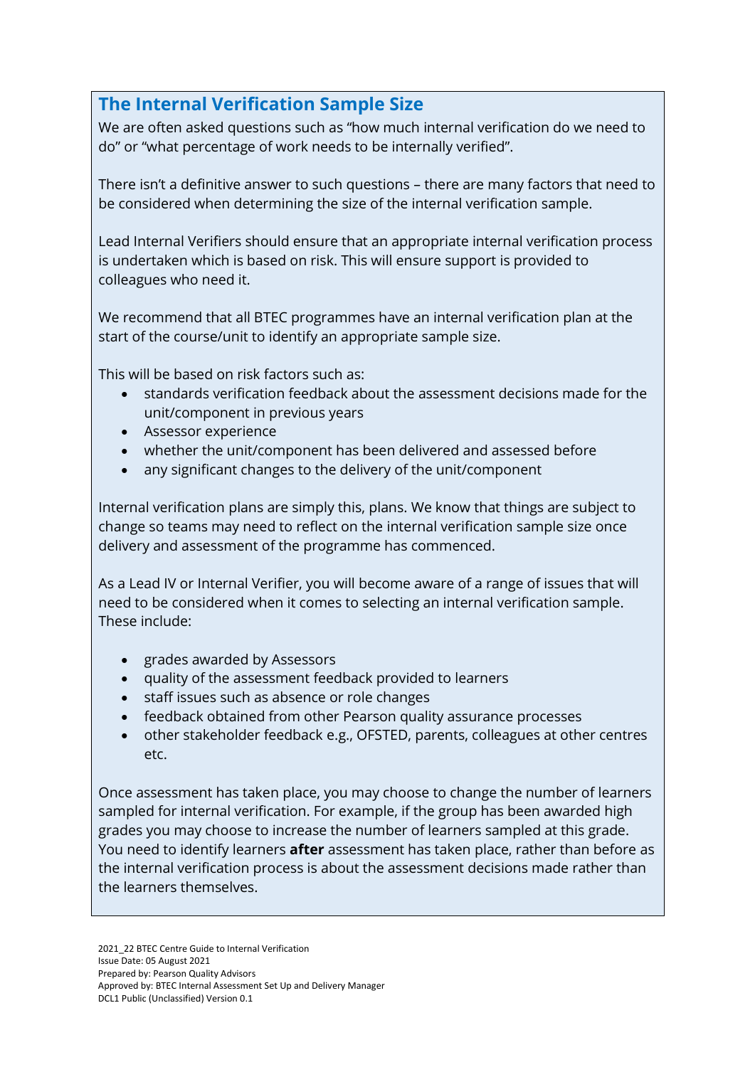## The Internal Verification Sample Size

We are often asked questions such as "how much internal verification do we need to do" or "what percentage of work needs to be internally verified".

There isn't a definitive answer to such questions – there are many factors that need to be considered when determining the size of the internal verification sample.

Lead Internal Verifiers should ensure that an appropriate internal verification process is undertaken which is based on risk. This will ensure support is provided to colleagues who need it.

We recommend that all BTEC programmes have an internal verification plan at the start of the course/unit to identify an appropriate sample size.

This will be based on risk factors such as:

- standards verification feedback about the assessment decisions made for the unit/component in previous years
- Assessor experience
- whether the unit/component has been delivered and assessed before
- any significant changes to the delivery of the unit/component

Internal verification plans are simply this, plans. We know that things are subject to change so teams may need to reflect on the internal verification sample size once delivery and assessment of the programme has commenced.

As a Lead IV or Internal Verifier, you will become aware of a range of issues that will need to be considered when it comes to selecting an internal verification sample. These include:

- grades awarded by Assessors
- quality of the assessment feedback provided to learners
- staff issues such as absence or role changes
- feedback obtained from other Pearson quality assurance processes
- other stakeholder feedback e.g., OFSTED, parents, colleagues at other centres etc.

Once assessment has taken place, you may choose to change the number of learners sampled for internal verification. For example, if the group has been awarded high grades you may choose to increase the number of learners sampled at this grade. You need to identify learners **after** assessment has taken place, rather than before as the internal verification process is about the assessment decisions made rather than the learners themselves.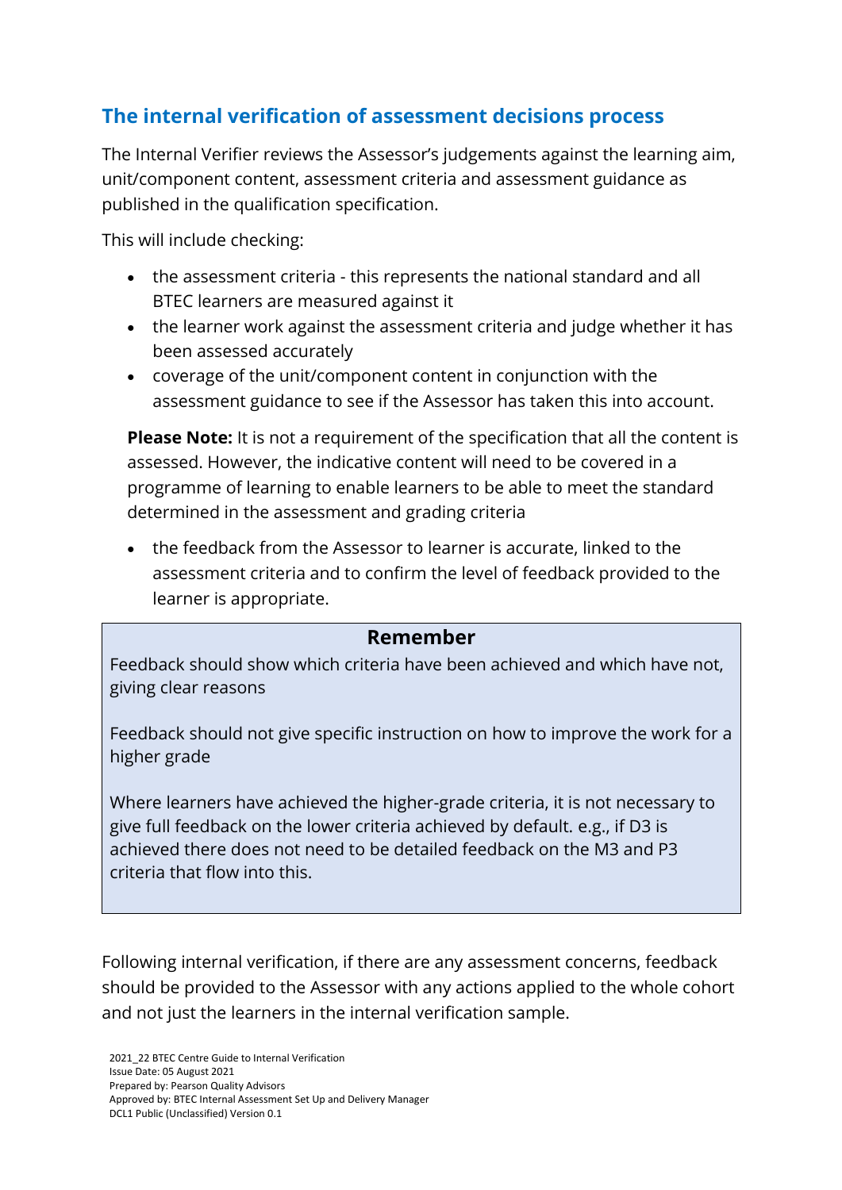## The internal verification of assessment decisions process

The Internal Verifier reviews the Assessor's judgements against the learning aim, unit/component content, assessment criteria and assessment guidance as published in the qualification specification.

This will include checking:

- the assessment criteria - this represents the national standard and all BTEC learners are measured against it
- the learner work against the assessment criteria and judge whether it has been assessed accurately
- coverage of the unit/component content in conjunction with the assessment guidance to see if the Assessor has taken this into account.

**Please Note:** It is not a requirement of the specification that all the content is assessed. However, the indicative content will need to be covered in a programme of learning to enable learners to be able to meet the standard determined in the assessment and grading criteria

- the feedback from the Assessor to learner is accurate, linked to the assessment criteria and to confirm the level of feedback provided to the learner is appropriate.

> **Remember**
>
> Feedback should show which criteria have been achieved and which have not, giving clear reasons
>
> Feedback should not give specific instruction on how to improve the work for a higher grade
>
> Where learners have achieved the higher-grade criteria, it is not necessary to give full feedback on the lower criteria achieved by default. e.g., if D3 is achieved there does not need to be detailed feedback on the M3 and P3 criteria that flow into this.

Following internal verification, if there are any assessment concerns, feedback should be provided to the Assessor with any actions applied to the whole cohort and not just the learners in the internal verification sample.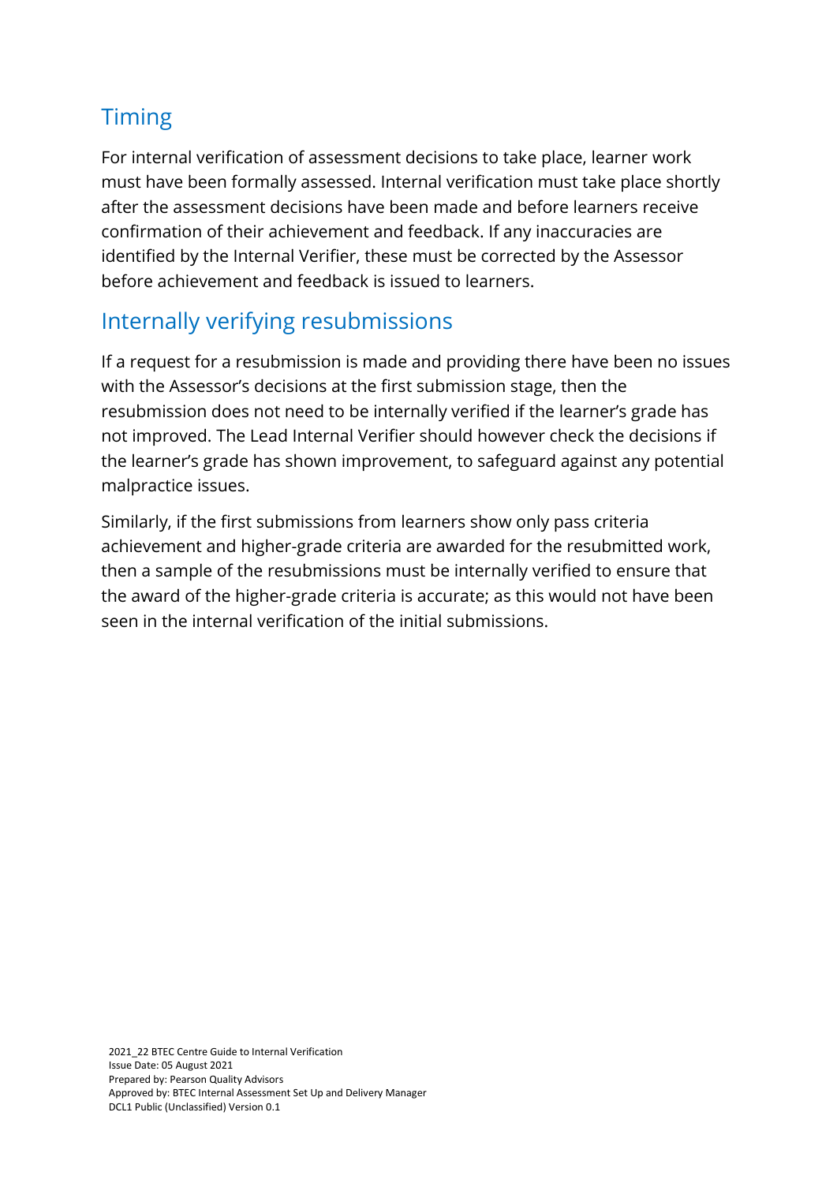## Timing

For internal verification of assessment decisions to take place, learner work must have been formally assessed. Internal verification must take place shortly after the assessment decisions have been made and before learners receive confirmation of their achievement and feedback. If any inaccuracies are identified by the Internal Verifier, these must be corrected by the Assessor before achievement and feedback is issued to learners.

## Internally verifying resubmissions

If a request for a resubmission is made and providing there have been no issues with the Assessor's decisions at the first submission stage, then the resubmission does not need to be internally verified if the learner's grade has not improved. The Lead Internal Verifier should however check the decisions if the learner's grade has shown improvement, to safeguard against any potential malpractice issues.

Similarly, if the first submissions from learners show only pass criteria achievement and higher-grade criteria are awarded for the resubmitted work, then a sample of the resubmissions must be internally verified to ensure that the award of the higher-grade criteria is accurate; as this would not have been seen in the internal verification of the initial submissions.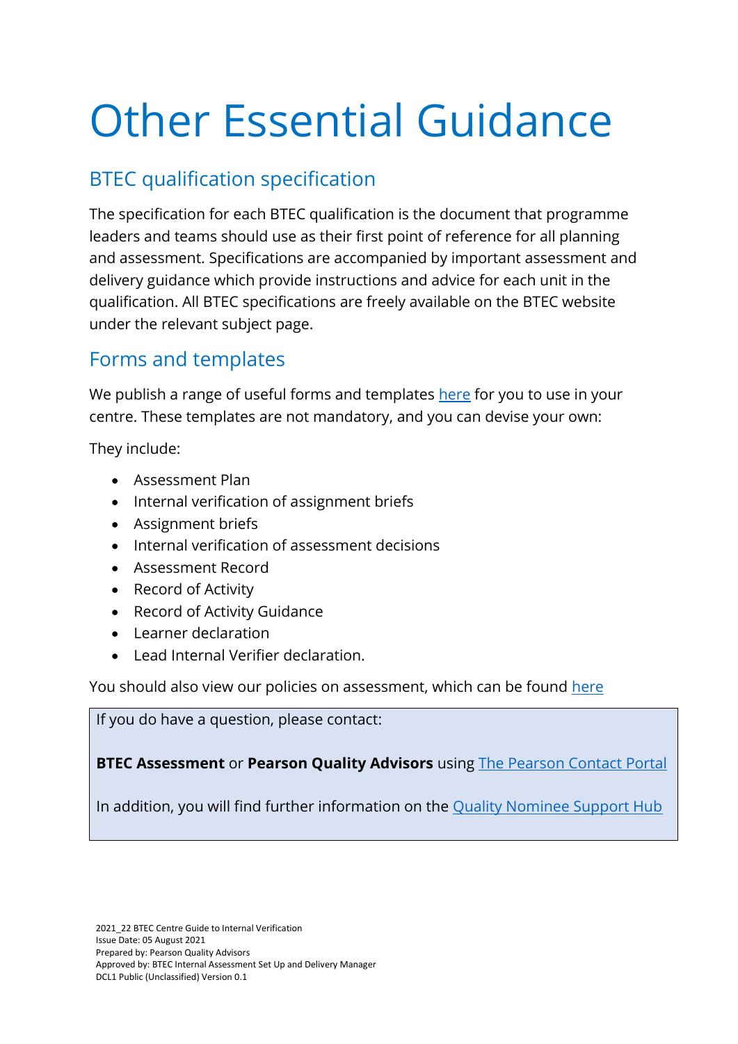# Other Essential Guidance

## BTEC qualification specification

The specification for each BTEC qualification is the document that programme leaders and teams should use as their first point of reference for all planning and assessment. Specifications are accompanied by important assessment and delivery guidance which provide instructions and advice for each unit in the qualification. All BTEC specifications are freely available on the BTEC website under the relevant subject page.

## Forms and templates

We publish a range of useful forms and templates here for you to use in your centre. These templates are not mandatory, and you can devise your own:

They include:

- Assessment Plan
- Internal verification of assignment briefs
- Assignment briefs
- Internal verification of assessment decisions
- Assessment Record
- Record of Activity
- Record of Activity Guidance
- Learner declaration
- Lead Internal Verifier declaration.

You should also view our policies on assessment, which can be found here

If you do have a question, please contact:

**BTEC Assessment** or **Pearson Quality Advisors** using The Pearson Contact Portal

In addition, you will find further information on the Quality Nominee Support Hub